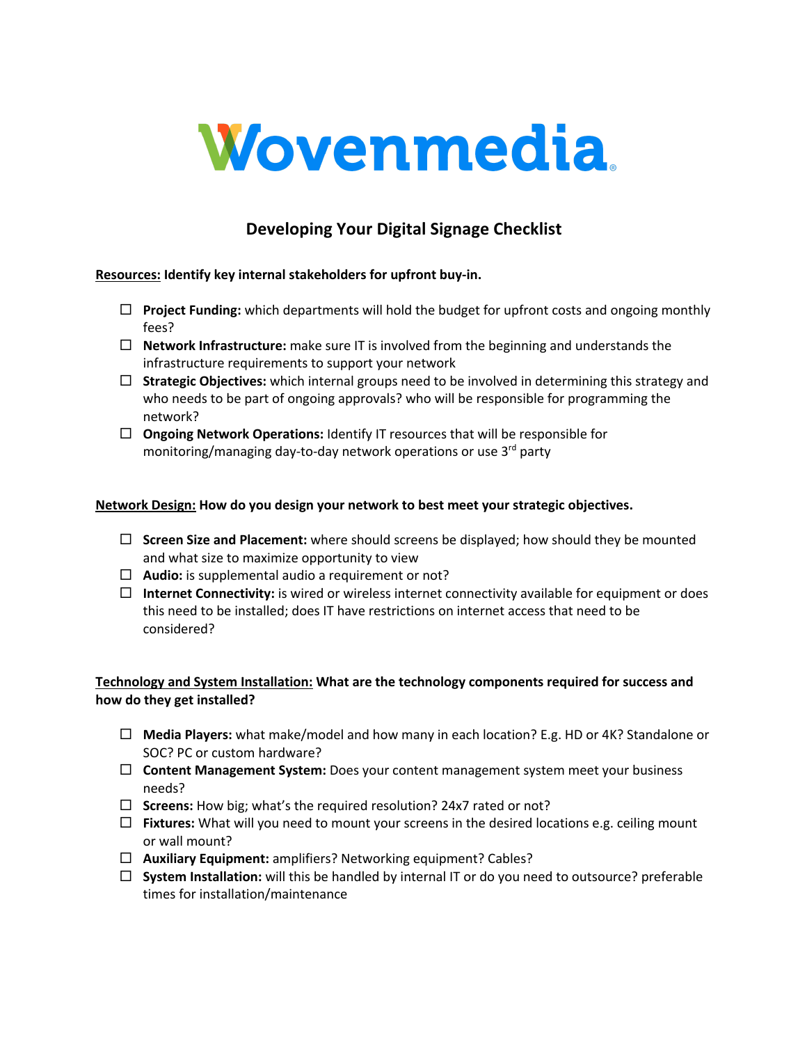# Wovenmedia

## Developing Your Digital Signage Checklist

**<u>Resources:</u> Identify key internal stakeholders for upfront buy-in.**

- ☐ **Project Funding:** which departments will hold the budget for upfront costs and ongoing monthly fees?
- ☐ **Network Infrastructure:** make sure IT is involved from the beginning and understands the infrastructure requirements to support your network
- ☐ **Strategic Objectives:** which internal groups need to be involved in determining this strategy and who needs to be part of ongoing approvals? who will be responsible for programming the network?
- ☐ **Ongoing Network Operations:** Identify IT resources that will be responsible for monitoring/managing day-to-day network operations or use 3rd party

**<u>Network Design:</u> How do you design your network to best meet your strategic objectives.**

- ☐ **Screen Size and Placement:** where should screens be displayed; how should they be mounted and what size to maximize opportunity to view
- ☐ **Audio:** is supplemental audio a requirement or not?
- ☐ **Internet Connectivity:** is wired or wireless internet connectivity available for equipment or does this need to be installed; does IT have restrictions on internet access that need to be considered?

**<u>Technology and System Installation:</u> What are the technology components required for success and how do they get installed?**

- ☐ **Media Players:** what make/model and how many in each location? E.g. HD or 4K? Standalone or SOC? PC or custom hardware?
- ☐ **Content Management System:** Does your content management system meet your business needs?
- ☐ **Screens:** How big; what's the required resolution? 24x7 rated or not?
- ☐ **Fixtures:** What will you need to mount your screens in the desired locations e.g. ceiling mount or wall mount?
- ☐ **Auxiliary Equipment:** amplifiers? Networking equipment? Cables?
- ☐ **System Installation:** will this be handled by internal IT or do you need to outsource? preferable times for installation/maintenance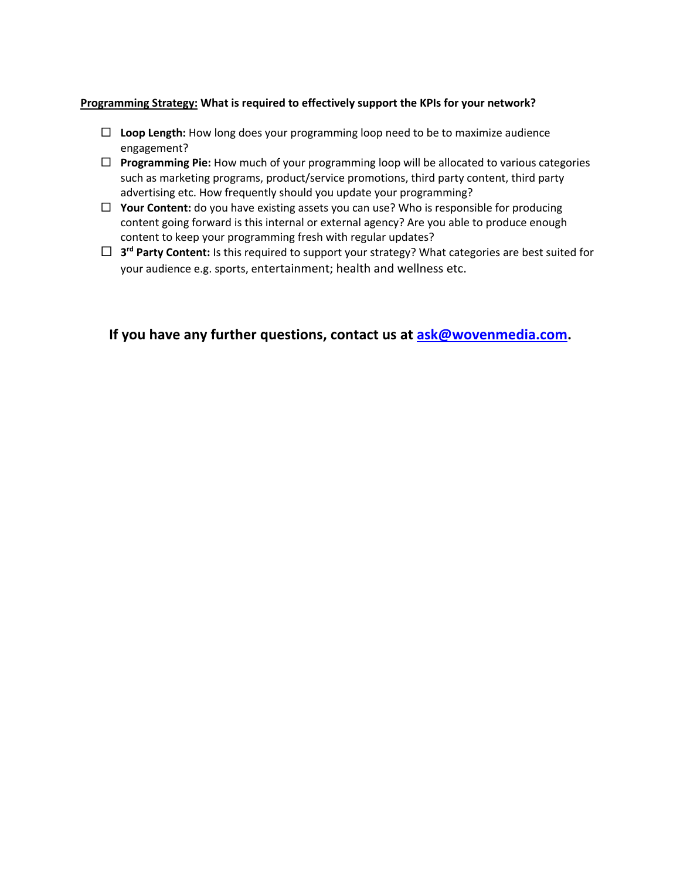<u>**Programming Strategy:**</u> **What is required to effectively support the KPIs for your network?**

- ☐ **Loop Length:** How long does your programming loop need to be to maximize audience engagement?
- ☐ **Programming Pie:** How much of your programming loop will be allocated to various categories such as marketing programs, product/service promotions, third party content, third party advertising etc. How frequently should you update your programming?
- ☐ **Your Content:** do you have existing assets you can use? Who is responsible for producing content going forward is this internal or external agency? Are you able to produce enough content to keep your programming fresh with regular updates?
- ☐ **3rd Party Content:** Is this required to support your strategy? What categories are best suited for your audience e.g. sports, entertainment; health and wellness etc.

**If you have any further questions, contact us at [ask@wovenmedia.com](mailto:ask@wovenmedia.com).**